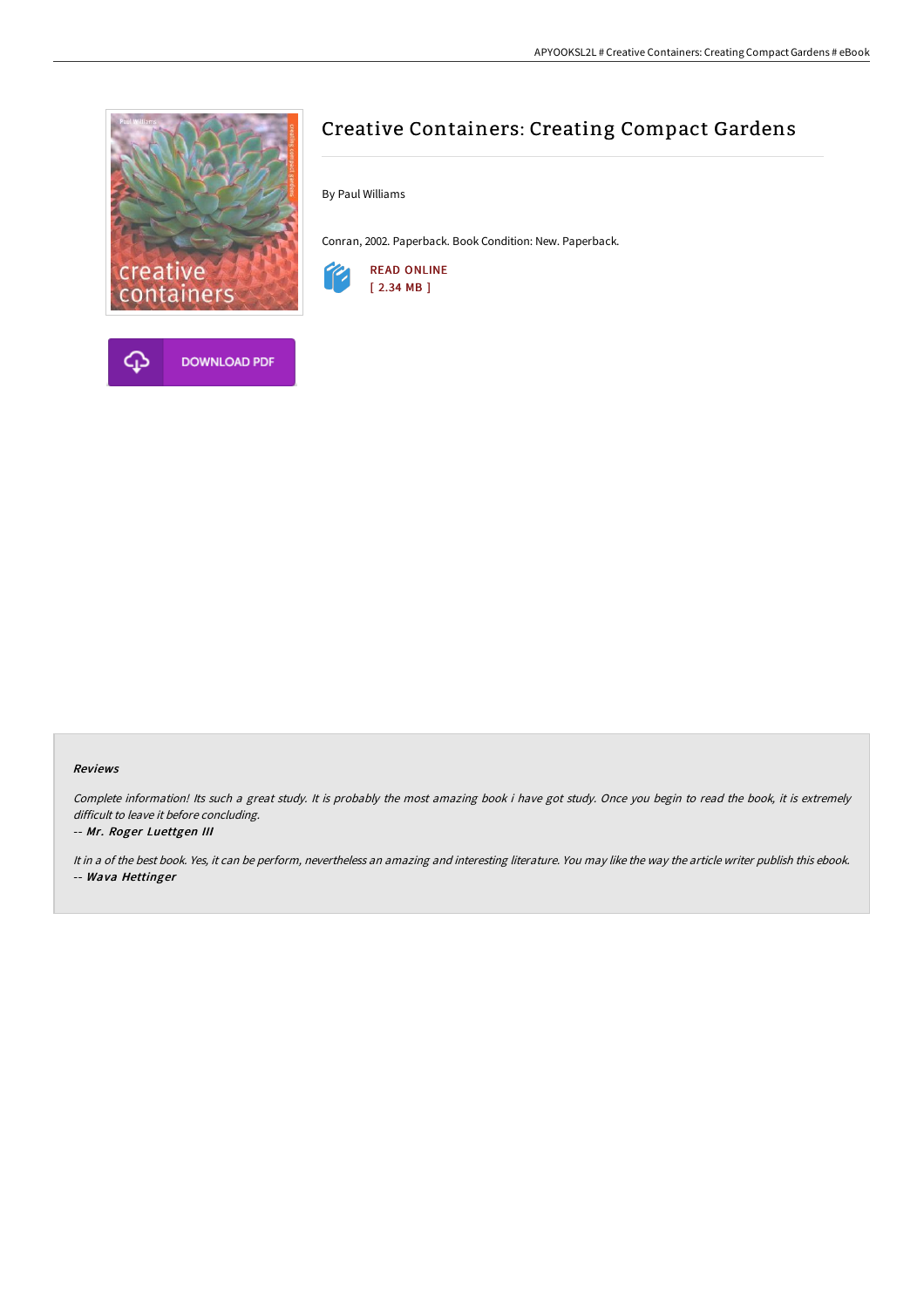# Creative Containers: Creating Compact Gardens

By Paul Williams

Conran, 2002. Paperback. Book Condition: New. Paperback.

READ ONLINE
[ 2.34 MB ]

DOWNLOAD PDF

## Reviews

*Complete information! Its such a great study. It is probably the most amazing book i have got study. Once you begin to read the book, it is extremely difficult to leave it before concluding.*

-- ***Mr. Roger Luettgen III***

*It in a of the best book. Yes, it can be perform, nevertheless an amazing and interesting literature. You may like the way the article writer publish this ebook.*

-- ***Wava Hettinger***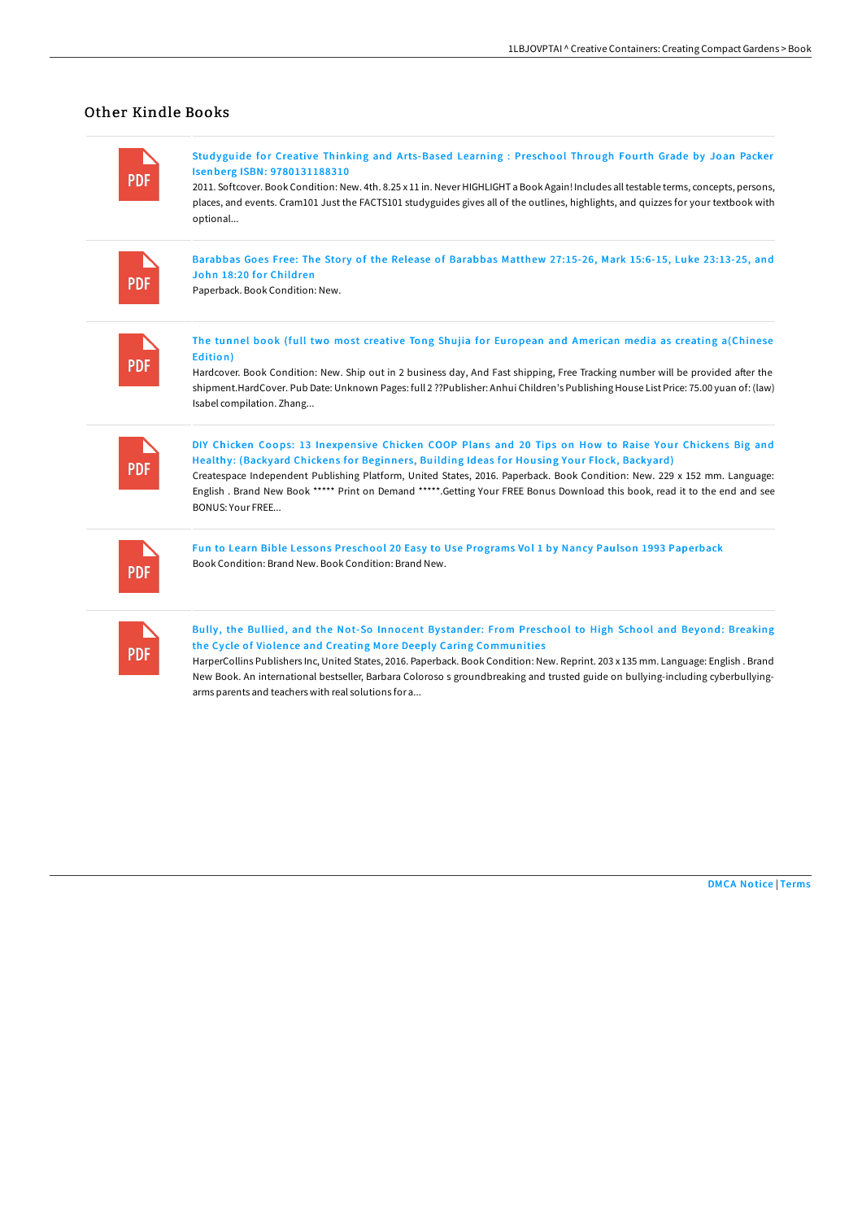## Other Kindle Books

**Studyguide for Creative Thinking and Arts-Based Learning : Preschool Through Fourth Grade by Joan Packer Isenberg ISBN: 9780131188310**

2011. Softcover. Book Condition: New. 4th. 8.25 x 11 in. Never HIGHLIGHT a Book Again! Includes all testable terms, concepts, persons, places, and events. Cram101 Just the FACTS101 studyguides gives all of the outlines, highlights, and quizzes for your textbook with optional...

**Barabbas Goes Free: The Story of the Release of Barabbas Matthew 27:15-26, Mark 15:6-15, Luke 23:13-25, and John 18:20 for Children**

Paperback. Book Condition: New.

**The tunnel book (full two most creative Tong Shujia for European and American media as creating a(Chinese Edition)**

Hardcover. Book Condition: New. Ship out in 2 business day, And Fast shipping, Free Tracking number will be provided after the shipment.HardCover. Pub Date: Unknown Pages: full 2 ??Publisher: Anhui Children's Publishing House List Price: 75.00 yuan of: (law) Isabel compilation. Zhang...

**DIY Chicken Coops: 13 Inexpensive Chicken COOP Plans and 20 Tips on How to Raise Your Chickens Big and Healthy: (Backyard Chickens for Beginners, Building Ideas for Housing Your Flock, Backyard)**

Createspace Independent Publishing Platform, United States, 2016. Paperback. Book Condition: New. 229 x 152 mm. Language: English . Brand New Book ***** Print on Demand *****.Getting Your FREE Bonus Download this book, read it to the end and see BONUS: Your FREE...

**Fun to Learn Bible Lessons Preschool 20 Easy to Use Programs Vol 1 by Nancy Paulson 1993 Paperback**

Book Condition: Brand New. Book Condition: Brand New.

**Bully, the Bullied, and the Not-So Innocent Bystander: From Preschool to High School and Beyond: Breaking the Cycle of Violence and Creating More Deeply Caring Communities**

HarperCollins Publishers Inc, United States, 2016. Paperback. Book Condition: New. Reprint. 203 x 135 mm. Language: English . Brand New Book. An international bestseller, Barbara Coloroso s groundbreaking and trusted guide on bullying-including cyberbullying-arms parents and teachers with real solutions for a...

DMCA Notice | Terms